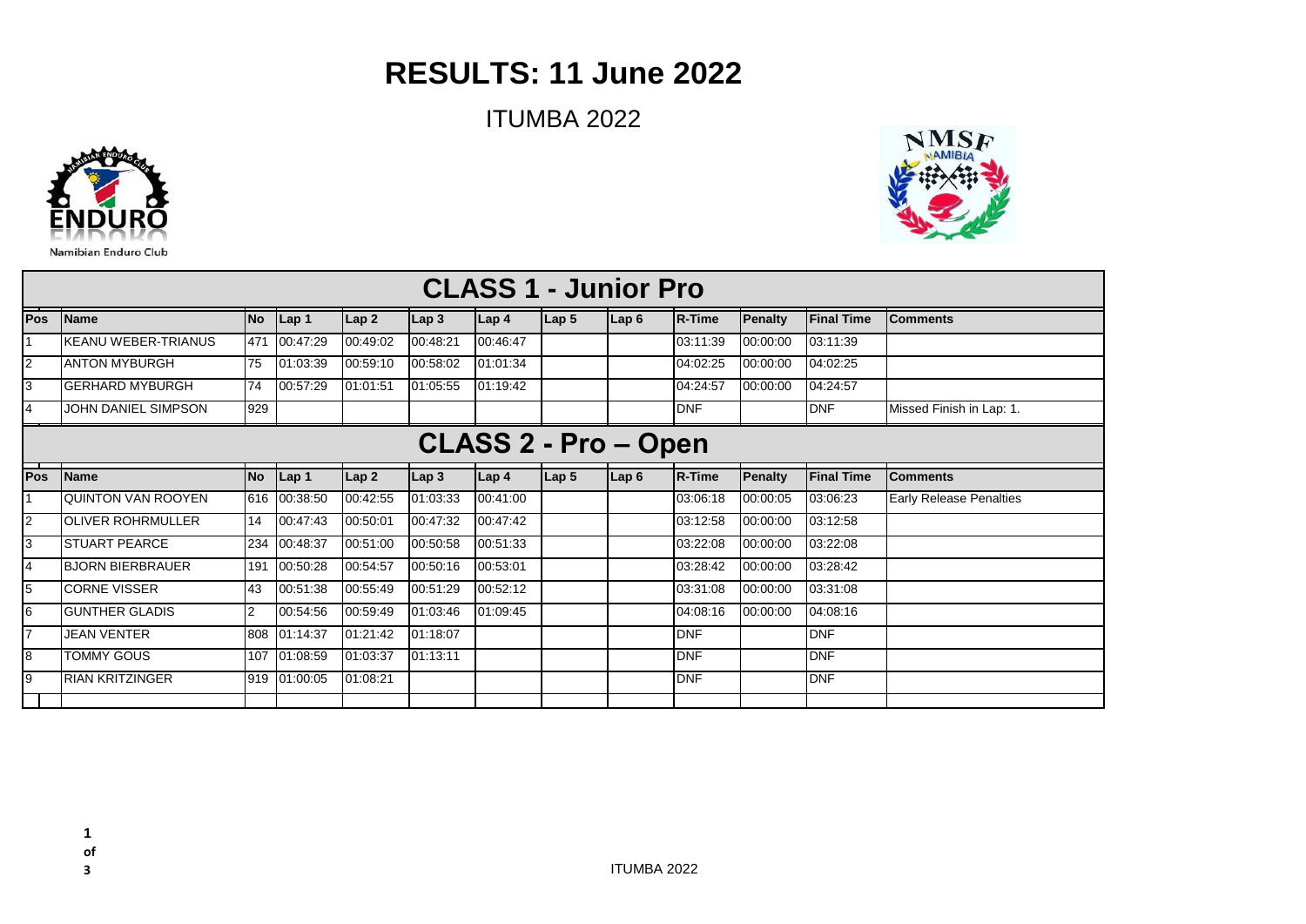# RESULTS: 11 June 2022

ITUMBA 2022

Namibian Enduro Club

## CLASS 1 - Junior Pro

| Pos | Name | No | Lap 1 | Lap 2 | Lap 3 | Lap 4 | Lap 5 | Lap 6 | R-Time | Penalty | Final Time | Comments |
|---|---|---|---|---|---|---|---|---|---|---|---|---|
| 1 | KEANU WEBER-TRIANUS | 471 | 00:47:29 | 00:49:02 | 00:48:21 | 00:46:47 | | | 03:11:39 | 00:00:00 | 03:11:39 | |
| 2 | ANTON MYBURGH | 75 | 01:03:39 | 00:59:10 | 00:58:02 | 01:01:34 | | | 04:02:25 | 00:00:00 | 04:02:25 | |
| 3 | GERHARD MYBURGH | 74 | 00:57:29 | 01:01:51 | 01:05:55 | 01:19:42 | | | 04:24:57 | 00:00:00 | 04:24:57 | |
| 4 | JOHN DANIEL SIMPSON | 929 | | | | | | | DNF | | DNF | Missed Finish in Lap: 1. |

## CLASS 2 - Pro – Open

| Pos | Name | No | Lap 1 | Lap 2 | Lap 3 | Lap 4 | Lap 5 | Lap 6 | R-Time | Penalty | Final Time | Comments |
|---|---|---|---|---|---|---|---|---|---|---|---|---|
| 1 | QUINTON VAN ROOYEN | 616 | 00:38:50 | 00:42:55 | 01:03:33 | 00:41:00 | | | 03:06:18 | 00:00:05 | 03:06:23 | Early Release Penalties |
| 2 | OLIVER ROHRMULLER | 14 | 00:47:43 | 00:50:01 | 00:47:32 | 00:47:42 | | | 03:12:58 | 00:00:00 | 03:12:58 | |
| 3 | STUART PEARCE | 234 | 00:48:37 | 00:51:00 | 00:50:58 | 00:51:33 | | | 03:22:08 | 00:00:00 | 03:22:08 | |
| 4 | BJORN BIERBRAUER | 191 | 00:50:28 | 00:54:57 | 00:50:16 | 00:53:01 | | | 03:28:42 | 00:00:00 | 03:28:42 | |
| 5 | CORNE VISSER | 43 | 00:51:38 | 00:55:49 | 00:51:29 | 00:52:12 | | | 03:31:08 | 00:00:00 | 03:31:08 | |
| 6 | GUNTHER GLADIS | 2 | 00:54:56 | 00:59:49 | 01:03:46 | 01:09:45 | | | 04:08:16 | 00:00:00 | 04:08:16 | |
| 7 | JEAN VENTER | 808 | 01:14:37 | 01:21:42 | 01:18:07 | | | | DNF | | DNF | |
| 8 | TOMMY GOUS | 107 | 01:08:59 | 01:03:37 | 01:13:11 | | | | DNF | | DNF | |
| 9 | RIAN KRITZINGER | 919 | 01:00:05 | 01:08:21 | | | | | DNF | | DNF | |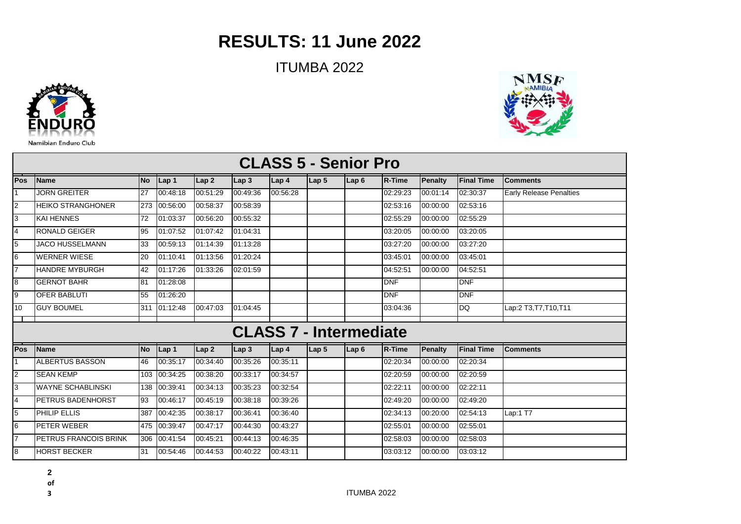# RESULTS: 11 June 2022

ITUMBA 2022

Namibian Enduro Club

## CLASS 5 - Senior Pro

| Pos | Name | No | Lap 1 | Lap 2 | Lap 3 | Lap 4 | Lap 5 | Lap 6 | R-Time | Penalty | Final Time | Comments |
|---|---|---|---|---|---|---|---|---|---|---|---|---|
| 1 | JORN GREITER | 27 | 00:48:18 | 00:51:29 | 00:49:36 | 00:56:28 | | | 02:29:23 | 00:01:14 | 02:30:37 | Early Release Penalties |
| 2 | HEIKO STRANGHONER | 273 | 00:56:00 | 00:58:37 | 00:58:39 | | | | 02:53:16 | 00:00:00 | 02:53:16 | |
| 3 | KAI HENNES | 72 | 01:03:37 | 00:56:20 | 00:55:32 | | | | 02:55:29 | 00:00:00 | 02:55:29 | |
| 4 | RONALD GEIGER | 95 | 01:07:52 | 01:07:42 | 01:04:31 | | | | 03:20:05 | 00:00:00 | 03:20:05 | |
| 5 | JACO HUSSELMANN | 33 | 00:59:13 | 01:14:39 | 01:13:28 | | | | 03:27:20 | 00:00:00 | 03:27:20 | |
| 6 | WERNER WIESE | 20 | 01:10:41 | 01:13:56 | 01:20:24 | | | | 03:45:01 | 00:00:00 | 03:45:01 | |
| 7 | HANDRE MYBURGH | 42 | 01:17:26 | 01:33:26 | 02:01:59 | | | | 04:52:51 | 00:00:00 | 04:52:51 | |
| 8 | GERNOT BAHR | 81 | 01:28:08 | | | | | | DNF | | DNF | |
| 9 | OFER BABLUTI | 55 | 01:26:20 | | | | | | DNF | | DNF | |
| 10 | GUY BOUMEL | 311 | 01:12:48 | 00:47:03 | 01:04:45 | | | | 03:04:36 | | DQ | Lap:2 T3,T7,T10,T11 |

## CLASS 7 - Intermediate

| Pos | Name | No | Lap 1 | Lap 2 | Lap 3 | Lap 4 | Lap 5 | Lap 6 | R-Time | Penalty | Final Time | Comments |
|---|---|---|---|---|---|---|---|---|---|---|---|---|
| 1 | ALBERTUS BASSON | 46 | 00:35:17 | 00:34:40 | 00:35:26 | 00:35:11 | | | 02:20:34 | 00:00:00 | 02:20:34 | |
| 2 | SEAN KEMP | 103 | 00:34:25 | 00:38:20 | 00:33:17 | 00:34:57 | | | 02:20:59 | 00:00:00 | 02:20:59 | |
| 3 | WAYNE SCHABLINSKI | 138 | 00:39:41 | 00:34:13 | 00:35:23 | 00:32:54 | | | 02:22:11 | 00:00:00 | 02:22:11 | |
| 4 | PETRUS BADENHORST | 93 | 00:46:17 | 00:45:19 | 00:38:18 | 00:39:26 | | | 02:49:20 | 00:00:00 | 02:49:20 | |
| 5 | PHILIP ELLIS | 387 | 00:42:35 | 00:38:17 | 00:36:41 | 00:36:40 | | | 02:34:13 | 00:20:00 | 02:54:13 | Lap:1 T7 |
| 6 | PETER WEBER | 475 | 00:39:47 | 00:47:17 | 00:44:30 | 00:43:27 | | | 02:55:01 | 00:00:00 | 02:55:01 | |
| 7 | PETRUS FRANCOIS BRINK | 306 | 00:41:54 | 00:45:21 | 00:44:13 | 00:46:35 | | | 02:58:03 | 00:00:00 | 02:58:03 | |
| 8 | HORST BECKER | 31 | 00:54:46 | 00:44:53 | 00:40:22 | 00:43:11 | | | 03:03:12 | 00:00:00 | 03:03:12 | |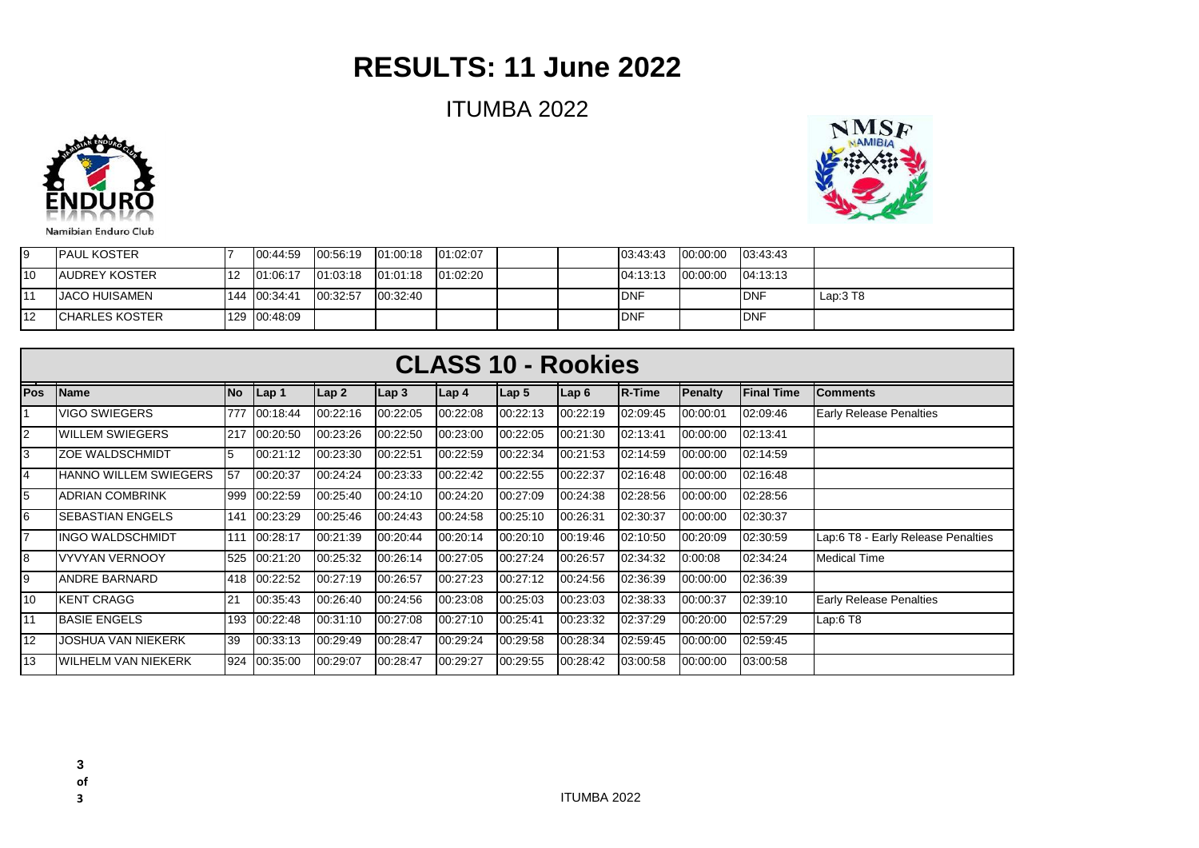# RESULTS: 11 June 2022

ITUMBA 2022

Namibian Enduro Club

| | | | | | | | | | | | | | |
|---|---|---|---|---|---|---|---|---|---|---|---|---|---|
| 9 | PAUL KOSTER | 7 | 00:44:59 | 00:56:19 | 01:00:18 | 01:02:07 | | | 03:43:43 | 00:00:00 | 03:43:43 | |
| 10 | AUDREY KOSTER | 12 | 01:06:17 | 01:03:18 | 01:01:18 | 01:02:20 | | | 04:13:13 | 00:00:00 | 04:13:13 | |
| 11 | JACO HUISAMEN | 144 | 00:34:41 | 00:32:57 | 00:32:40 | | | | DNF | | DNF | Lap:3 T8 |
| 12 | CHARLES KOSTER | 129 | 00:48:09 | | | | | | DNF | | DNF | |

## CLASS 10 - Rookies

| Pos | Name | No | Lap 1 | Lap 2 | Lap 3 | Lap 4 | Lap 5 | Lap 6 | R-Time | Penalty | Final Time | Comments |
|---|---|---|---|---|---|---|---|---|---|---|---|---|
| 1 | VIGO SWIEGERS | 777 | 00:18:44 | 00:22:16 | 00:22:05 | 00:22:08 | 00:22:13 | 00:22:19 | 02:09:45 | 00:00:01 | 02:09:46 | Early Release Penalties |
| 2 | WILLEM SWIEGERS | 217 | 00:20:50 | 00:23:26 | 00:22:50 | 00:23:00 | 00:22:05 | 00:21:30 | 02:13:41 | 00:00:00 | 02:13:41 | |
| 3 | ZOE WALDSCHMIDT | 5 | 00:21:12 | 00:23:30 | 00:22:51 | 00:22:59 | 00:22:34 | 00:21:53 | 02:14:59 | 00:00:00 | 02:14:59 | |
| 4 | HANNO WILLEM SWIEGERS | 57 | 00:20:37 | 00:24:24 | 00:23:33 | 00:22:42 | 00:22:55 | 00:22:37 | 02:16:48 | 00:00:00 | 02:16:48 | |
| 5 | ADRIAN COMBRINK | 999 | 00:22:59 | 00:25:40 | 00:24:10 | 00:24:20 | 00:27:09 | 00:24:38 | 02:28:56 | 00:00:00 | 02:28:56 | |
| 6 | SEBASTIAN ENGELS | 141 | 00:23:29 | 00:25:46 | 00:24:43 | 00:24:58 | 00:25:10 | 00:26:31 | 02:30:37 | 00:00:00 | 02:30:37 | |
| 7 | INGO WALDSCHMIDT | 111 | 00:28:17 | 00:21:39 | 00:20:44 | 00:20:14 | 00:20:10 | 00:19:46 | 02:10:50 | 00:20:09 | 02:30:59 | Lap:6 T8 - Early Release Penalties |
| 8 | VYVYAN VERNOOY | 525 | 00:21:20 | 00:25:32 | 00:26:14 | 00:27:05 | 00:27:24 | 00:26:57 | 02:34:32 | 0:00:08 | 02:34:24 | Medical Time |
| 9 | ANDRE BARNARD | 418 | 00:22:52 | 00:27:19 | 00:26:57 | 00:27:23 | 00:27:12 | 00:24:56 | 02:36:39 | 00:00:00 | 02:36:39 | |
| 10 | KENT CRAGG | 21 | 00:35:43 | 00:26:40 | 00:24:56 | 00:23:08 | 00:25:03 | 00:23:03 | 02:38:33 | 00:00:37 | 02:39:10 | Early Release Penalties |
| 11 | BASIE ENGELS | 193 | 00:22:48 | 00:31:10 | 00:27:08 | 00:27:10 | 00:25:41 | 00:23:32 | 02:37:29 | 00:20:00 | 02:57:29 | Lap:6 T8 |
| 12 | JOSHUA VAN NIEKERK | 39 | 00:33:13 | 00:29:49 | 00:28:47 | 00:29:24 | 00:29:58 | 00:28:34 | 02:59:45 | 00:00:00 | 02:59:45 | |
| 13 | WILHELM VAN NIEKERK | 924 | 00:35:00 | 00:29:07 | 00:28:47 | 00:29:27 | 00:29:55 | 00:28:42 | 03:00:58 | 00:00:00 | 03:00:58 | |